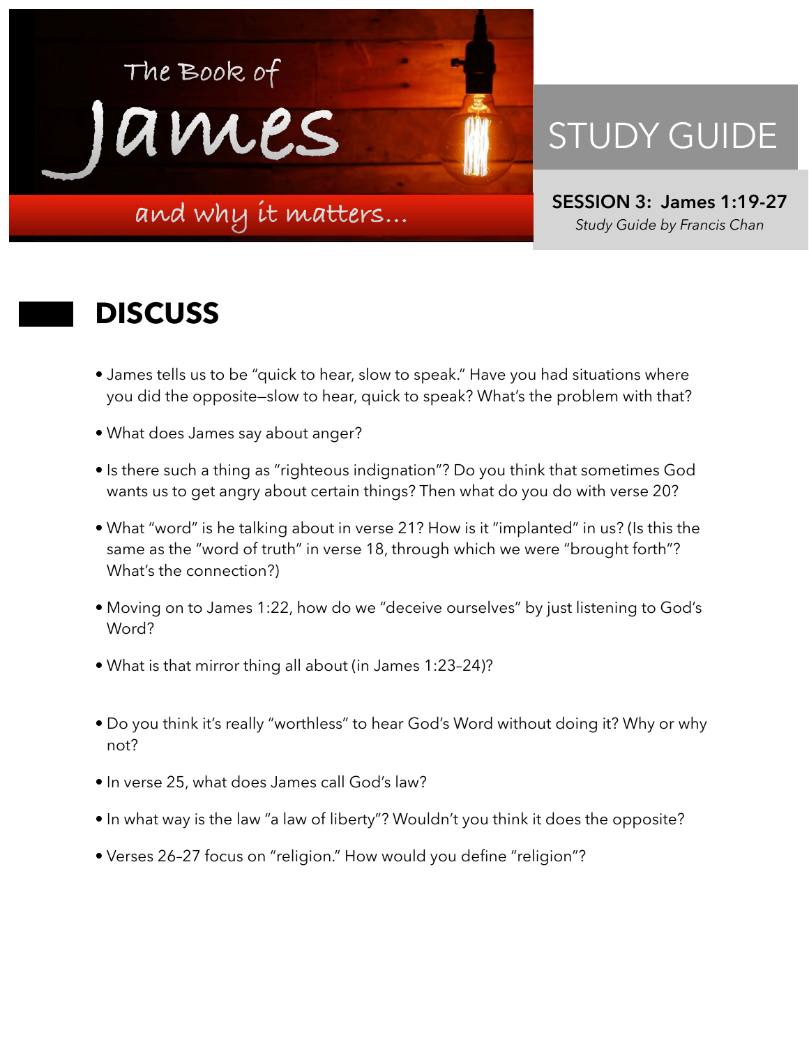# The Book of James and why it matters...

## STUDY GUIDE

**SESSION 3: James 1:19-27**
*Study Guide by Francis Chan*

## DISCUSS

- James tells us to be "quick to hear, slow to speak." Have you had situations where you did the opposite—slow to hear, quick to speak? What's the problem with that?
- What does James say about anger?
- Is there such a thing as "righteous indignation"? Do you think that sometimes God wants us to get angry about certain things? Then what do you do with verse 20?
- What "word" is he talking about in verse 21? How is it "implanted" in us? (Is this the same as the "word of truth" in verse 18, through which we were "brought forth"? What's the connection?)
- Moving on to James 1:22, how do we "deceive ourselves" by just listening to God's Word?
- What is that mirror thing all about (in James 1:23–24)?
- Do you think it's really "worthless" to hear God's Word without doing it? Why or why not?
- In verse 25, what does James call God's law?
- In what way is the law "a law of liberty"? Wouldn't you think it does the opposite?
- Verses 26–27 focus on "religion." How would you define "religion"?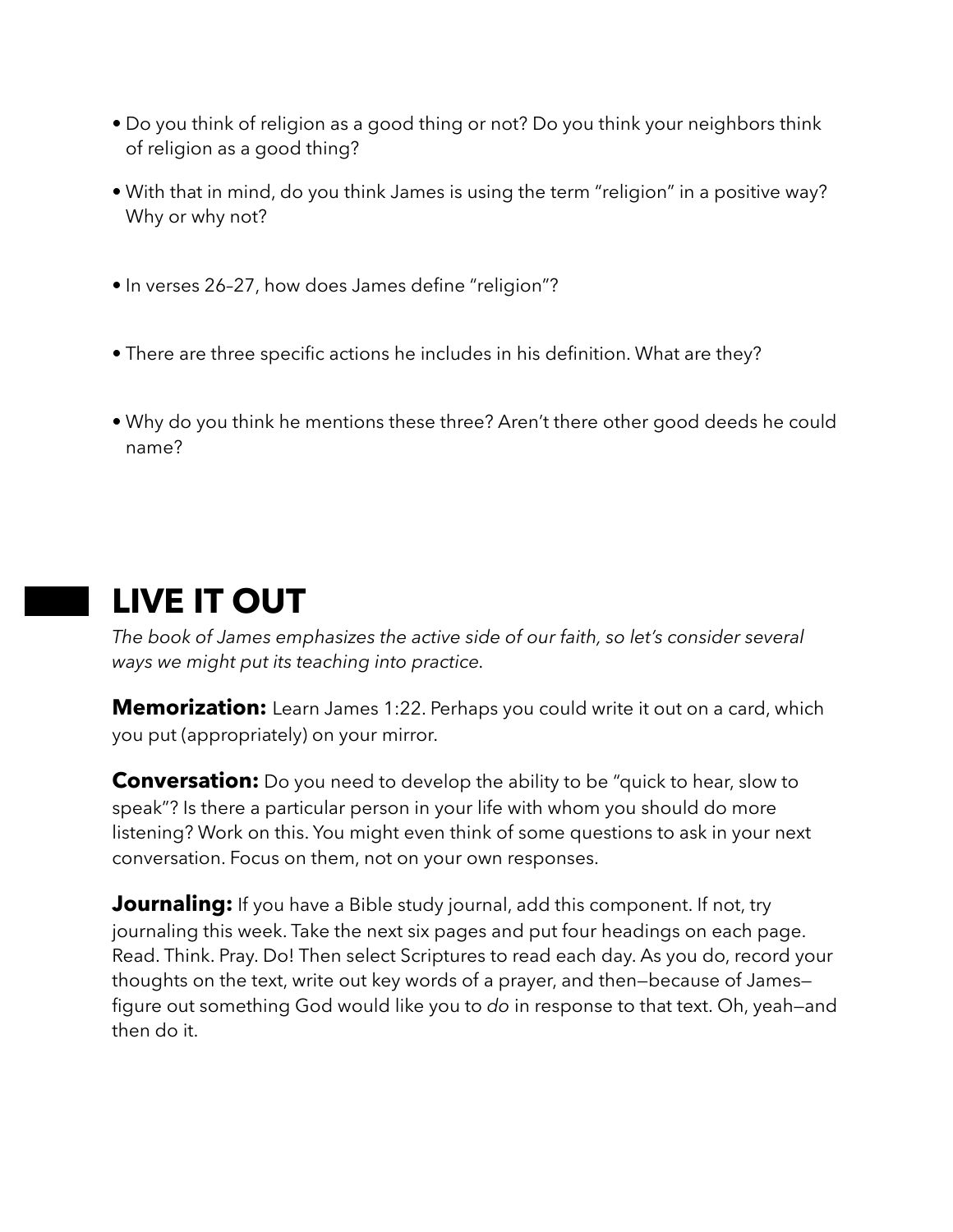- Do you think of religion as a good thing or not? Do you think your neighbors think of religion as a good thing?
- With that in mind, do you think James is using the term "religion" in a positive way? Why or why not?
- In verses 26–27, how does James define "religion"?
- There are three specific actions he includes in his definition. What are they?
- Why do you think he mentions these three? Aren't there other good deeds he could name?

## LIVE IT OUT

*The book of James emphasizes the active side of our faith, so let's consider several ways we might put its teaching into practice.*

**Memorization:** Learn James 1:22. Perhaps you could write it out on a card, which you put (appropriately) on your mirror.

**Conversation:** Do you need to develop the ability to be "quick to hear, slow to speak"? Is there a particular person in your life with whom you should do more listening? Work on this. You might even think of some questions to ask in your next conversation. Focus on them, not on your own responses.

**Journaling:** If you have a Bible study journal, add this component. If not, try journaling this week. Take the next six pages and put four headings on each page. Read. Think. Pray. Do! Then select Scriptures to read each day. As you do, record your thoughts on the text, write out key words of a prayer, and then—because of James—figure out something God would like you to *do* in response to that text. Oh, yeah—and then do it.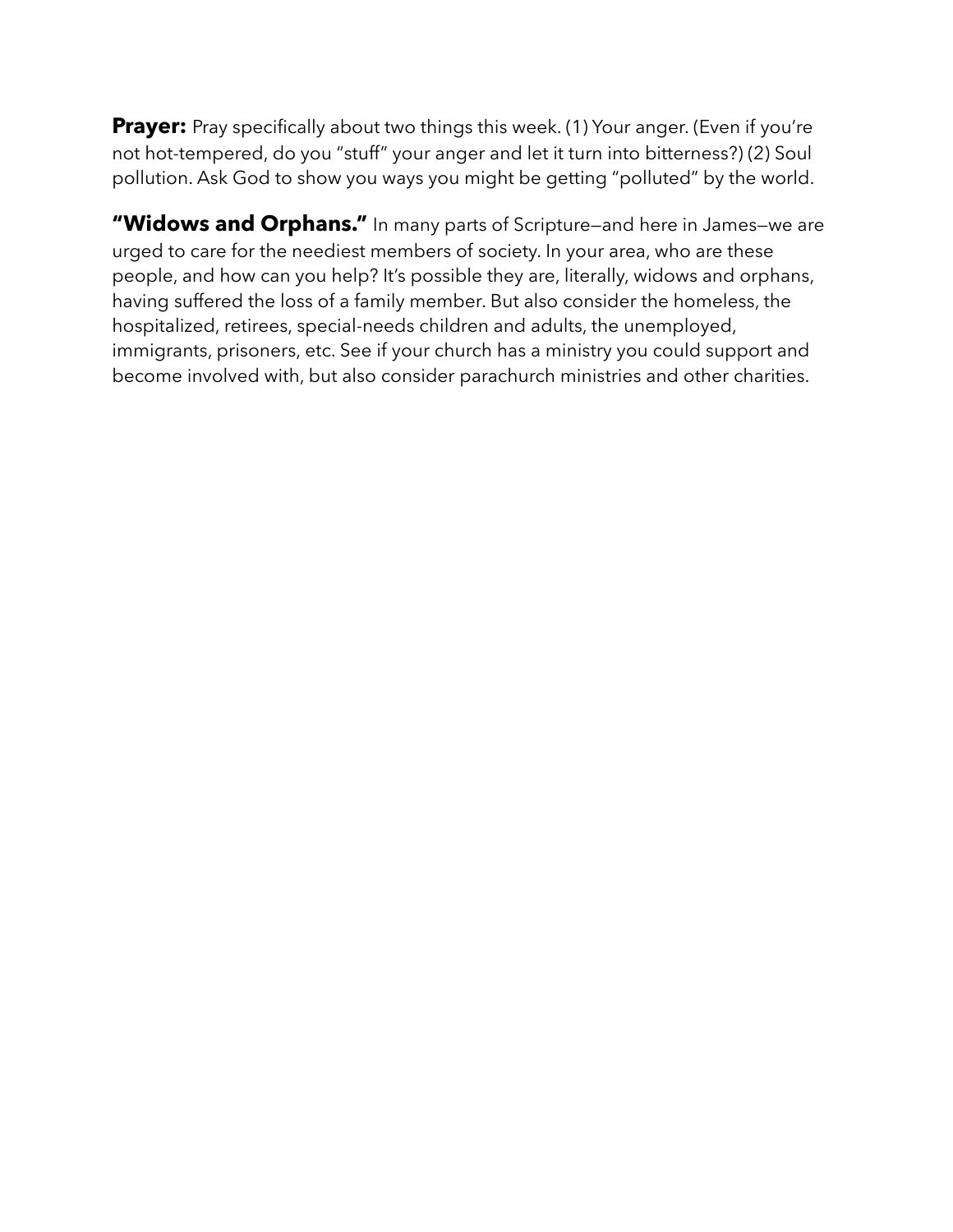**Prayer:** Pray specifically about two things this week. (1) Your anger. (Even if you're not hot-tempered, do you "stuff" your anger and let it turn into bitterness?) (2) Soul pollution. Ask God to show you ways you might be getting "polluted" by the world.

**"Widows and Orphans."** In many parts of Scripture—and here in James—we are urged to care for the neediest members of society. In your area, who are these people, and how can you help? It's possible they are, literally, widows and orphans, having suffered the loss of a family member. But also consider the homeless, the hospitalized, retirees, special-needs children and adults, the unemployed, immigrants, prisoners, etc. See if your church has a ministry you could support and become involved with, but also consider parachurch ministries and other charities.